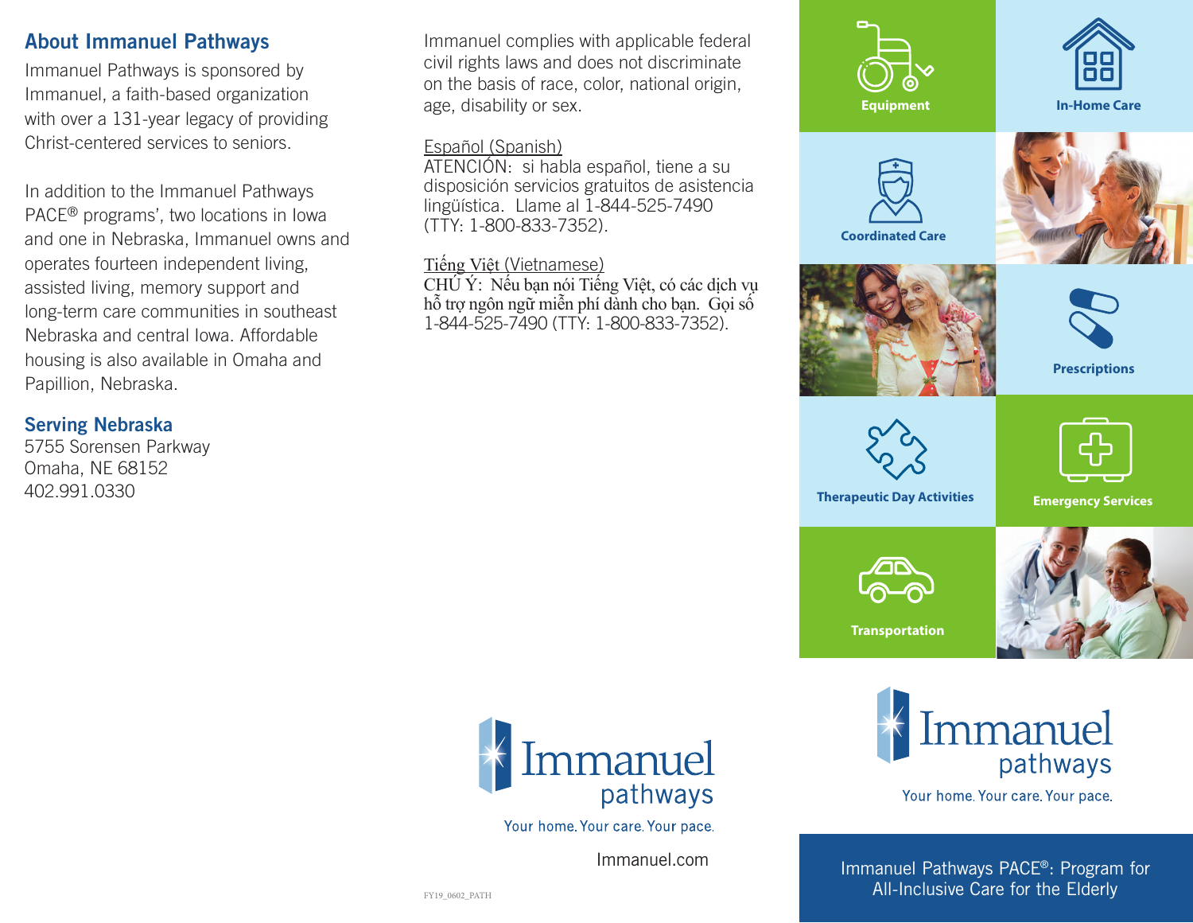## About Immanuel Pathways

Immanuel Pathways is sponsored by Immanuel, a faith-based organization with over a 131-year legacy of providing Christ-centered services to seniors.

In addition to the Immanuel Pathways PACE® programs', two locations in Iowa and one in Nebraska, Immanuel owns and operates fourteen independent living, assisted living, memory support and long-term care communities in southeast Nebraska and central Iowa. Affordable housing is also available in Omaha and Papillion, Nebraska.

## Serving Nebraska

5755 Sorensen Parkway
Omaha, NE 68152
402.991.0330

Immanuel complies with applicable federal civil rights laws and does not discriminate on the basis of race, color, national origin, age, disability or sex.

Español (Spanish)
ATENCIÓN: si habla español, tiene a su disposición servicios gratuitos de asistencia lingüística. Llame al 1-844-525-7490 (TTY: 1-800-833-7352).

Tiếng Việt (Vietnamese)
CHÚ Ý: Nếu bạn nói Tiếng Việt, có các dịch vụ hỗ trợ ngôn ngữ miễn phí dành cho bạn. Gọi số 1-844-525-7490 (TTY: 1-800-833-7352).

Immanuel pathways

Your home. Your care. Your pace.

Immanuel.com

FY19_0602_PATH

Equipment

In-Home Care

Coordinated Care

Prescriptions

Therapeutic Day Activities

Emergency Services

Transportation

Immanuel pathways

Your home. Your care. Your pace.

Immanuel Pathways PACE®: Program for All-Inclusive Care for the Elderly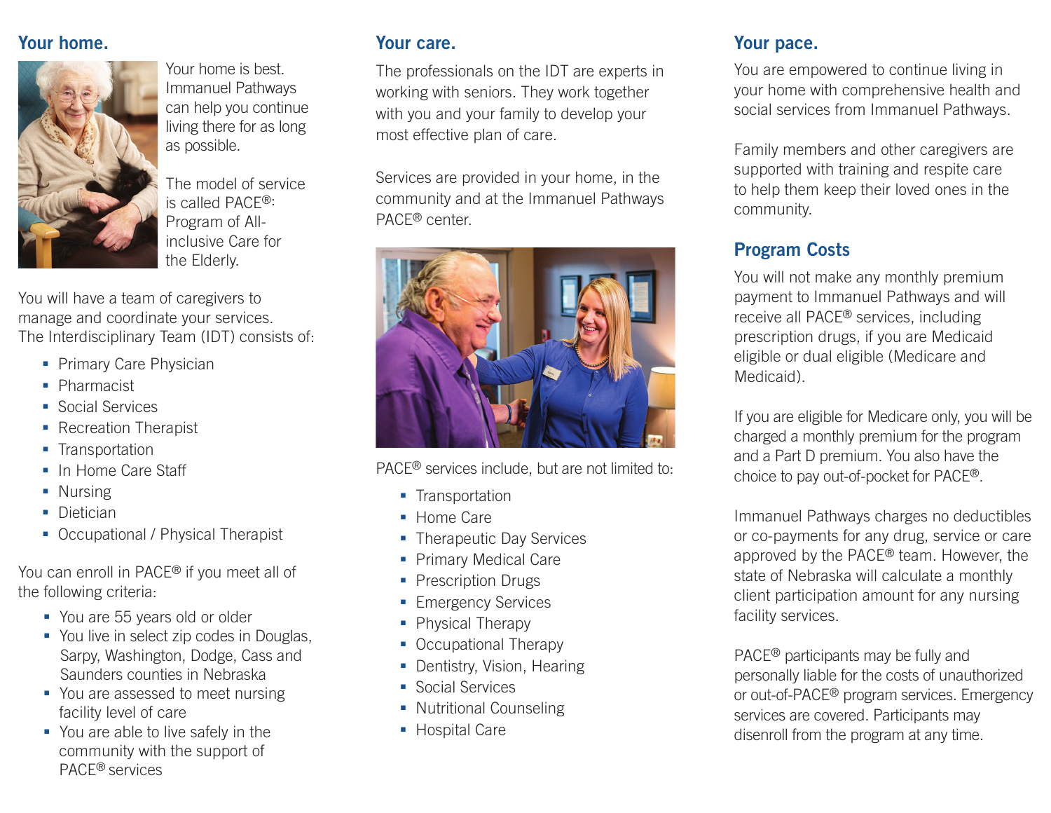## Your home.

Your home is best. Immanuel Pathways can help you continue living there for as long as possible.

The model of service is called PACE®: Program of All-inclusive Care for the Elderly.

You will have a team of caregivers to manage and coordinate your services. The Interdisciplinary Team (IDT) consists of:

- Primary Care Physician
- Pharmacist
- Social Services
- Recreation Therapist
- Transportation
- In Home Care Staff
- Nursing
- Dietician
- Occupational / Physical Therapist

You can enroll in PACE® if you meet all of the following criteria:

- You are 55 years old or older
- You live in select zip codes in Douglas, Sarpy, Washington, Dodge, Cass and Saunders counties in Nebraska
- You are assessed to meet nursing facility level of care
- You are able to live safely in the community with the support of PACE® services

## Your care.

The professionals on the IDT are experts in working with seniors. They work together with you and your family to develop your most effective plan of care.

Services are provided in your home, in the community and at the Immanuel Pathways PACE® center.

PACE® services include, but are not limited to:

- Transportation
- Home Care
- Therapeutic Day Services
- Primary Medical Care
- Prescription Drugs
- Emergency Services
- Physical Therapy
- Occupational Therapy
- Dentistry, Vision, Hearing
- Social Services
- Nutritional Counseling
- Hospital Care

## Your pace.

You are empowered to continue living in your home with comprehensive health and social services from Immanuel Pathways.

Family members and other caregivers are supported with training and respite care to help them keep their loved ones in the community.

## Program Costs

You will not make any monthly premium payment to Immanuel Pathways and will receive all PACE® services, including prescription drugs, if you are Medicaid eligible or dual eligible (Medicare and Medicaid).

If you are eligible for Medicare only, you will be charged a monthly premium for the program and a Part D premium. You also have the choice to pay out-of-pocket for PACE®.

Immanuel Pathways charges no deductibles or co-payments for any drug, service or care approved by the PACE® team. However, the state of Nebraska will calculate a monthly client participation amount for any nursing facility services.

PACE® participants may be fully and personally liable for the costs of unauthorized or out-of-PACE® program services. Emergency services are covered. Participants may disenroll from the program at any time.